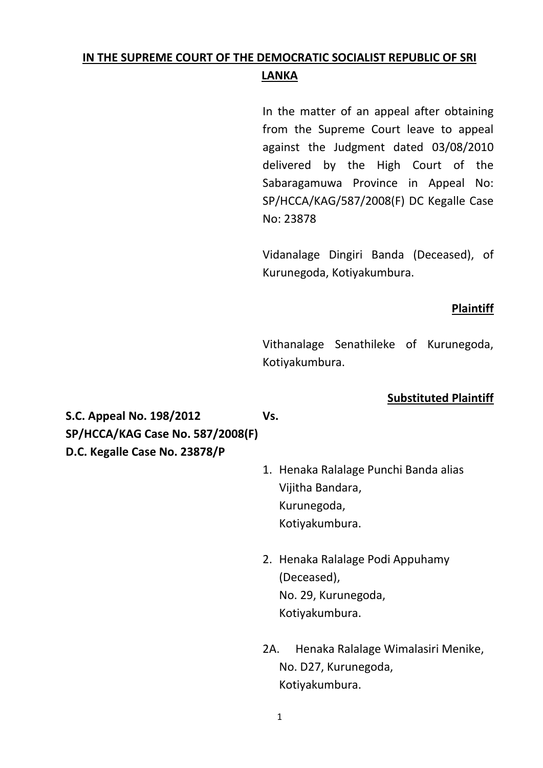**IN THE SUPREME COURT OF THE DEMOCRATIC SOCIALIST REPUBLIC OF SRI LANKA**

In the matter of an appeal after obtaining from the Supreme Court leave to appeal against the Judgment dated 03/08/2010 delivered by the High Court of the Sabaragamuwa Province in Appeal No: SP/HCCA/KAG/587/2008(F) DC Kegalle Case No: 23878

Vidanalage Dingiri Banda (Deceased), of Kurunegoda, Kotiyakumbura.

**Plaintiff**

Vithanalage Senathileke of Kurunegoda, Kotiyakumbura.

**Substituted Plaintiff**

**S.C. Appeal No. 198/2012**
**SP/HCCA/KAG Case No. 587/2008(F)**
**D.C. Kegalle Case No. 23878/P**

**Vs.**

1. Henaka Ralalage Punchi Banda alias Vijitha Bandara,
   Kurunegoda,
   Kotiyakumbura.

2. Henaka Ralalage Podi Appuhamy (Deceased),
   No. 29, Kurunegoda,
   Kotiyakumbura.

2A. Henaka Ralalage Wimalasiri Menike,
   No. D27, Kurunegoda,
   Kotiyakumbura.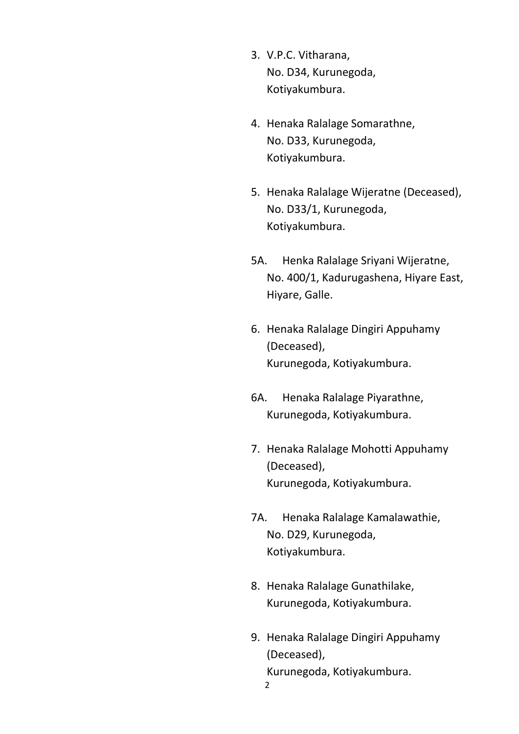3. V.P.C. Vitharana,
   No. D34, Kurunegoda,
   Kotiyakumbura.

4. Henaka Ralalage Somarathne,
   No. D33, Kurunegoda,
   Kotiyakumbura.

5. Henaka Ralalage Wijeratne (Deceased),
   No. D33/1, Kurunegoda,
   Kotiyakumbura.

5A. Henka Ralalage Sriyani Wijeratne,
   No. 400/1, Kadurugashena, Hiyare East,
   Hiyare, Galle.

6. Henaka Ralalage Dingiri Appuhamy
   (Deceased),
   Kurunegoda, Kotiyakumbura.

6A. Henaka Ralalage Piyarathne,
   Kurunegoda, Kotiyakumbura.

7. Henaka Ralalage Mohotti Appuhamy
   (Deceased),
   Kurunegoda, Kotiyakumbura.

7A. Henaka Ralalage Kamalawathie,
   No. D29, Kurunegoda,
   Kotiyakumbura.

8. Henaka Ralalage Gunathilake,
   Kurunegoda, Kotiyakumbura.

9. Henaka Ralalage Dingiri Appuhamy
   (Deceased),
   Kurunegoda, Kotiyakumbura.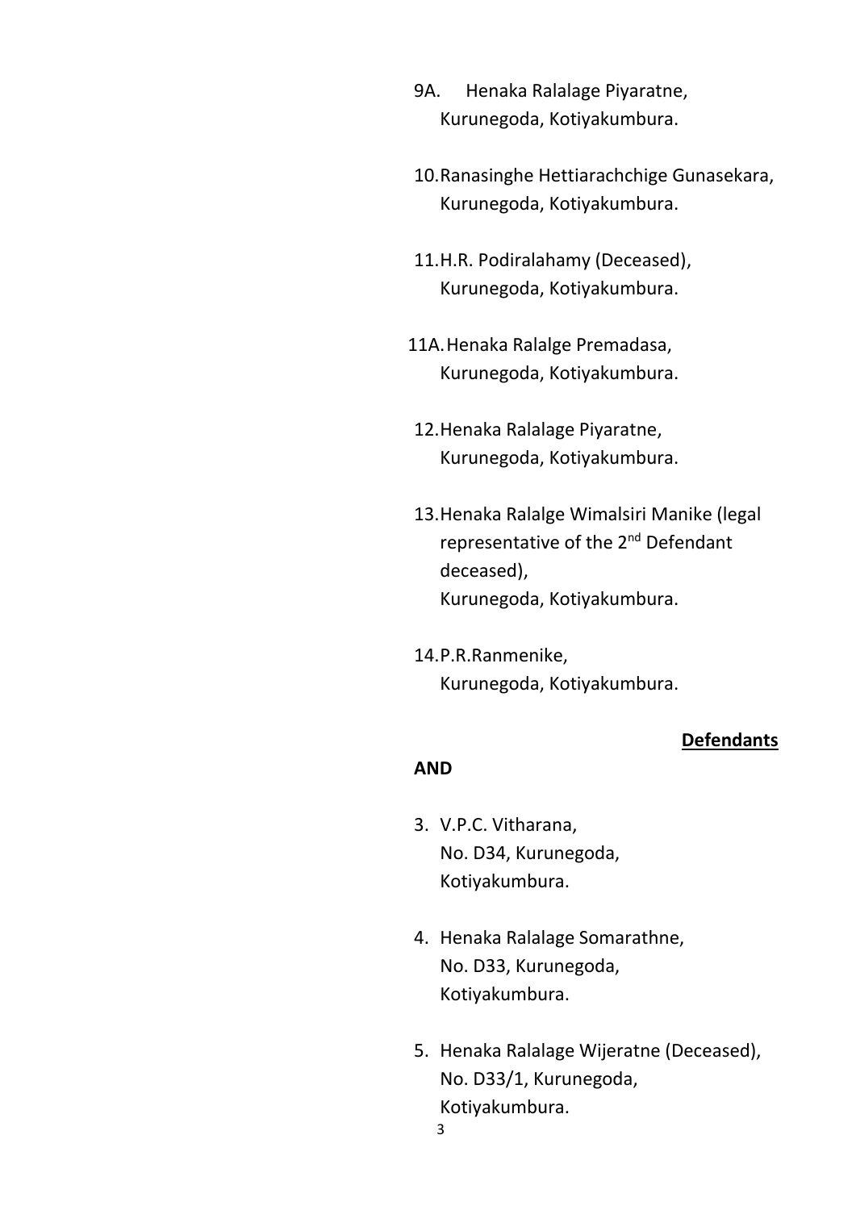9A. Henaka Ralalage Piyaratne,
Kurunegoda, Kotiyakumbura.

10. Ranasinghe Hettiarachchige Gunasekara,
Kurunegoda, Kotiyakumbura.

11. H.R. Podiralahamy (Deceased),
Kurunegoda, Kotiyakumbura.

11A. Henaka Ralalge Premadasa,
Kurunegoda, Kotiyakumbura.

12. Henaka Ralalage Piyaratne,
Kurunegoda, Kotiyakumbura.

13. Henaka Ralalge Wimalsiri Manike (legal representative of the 2nd Defendant deceased),
Kurunegoda, Kotiyakumbura.

14. P.R.Ranmenike,
Kurunegoda, Kotiyakumbura.

**Defendants**

**AND**

3. V.P.C. Vitharana,
No. D34, Kurunegoda,
Kotiyakumbura.

4. Henaka Ralalage Somarathne,
No. D33, Kurunegoda,
Kotiyakumbura.

5. Henaka Ralalage Wijeratne (Deceased),
No. D33/1, Kurunegoda,
Kotiyakumbura.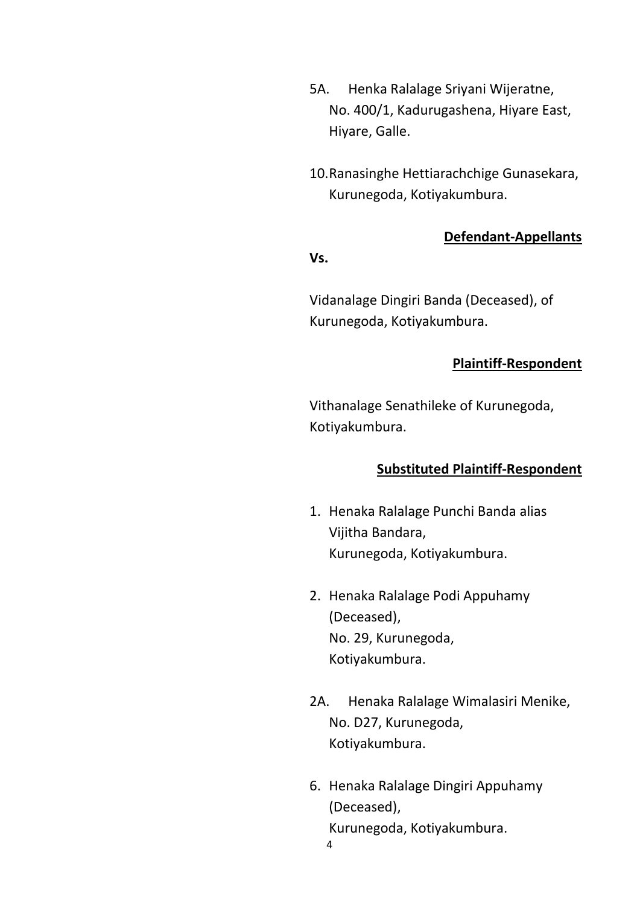5A. Henka Ralalage Sriyani Wijeratne,
No. 400/1, Kadurugashena, Hiyare East,
Hiyare, Galle.

10. Ranasinghe Hettiarachchige Gunasekara,
Kurunegoda, Kotiyakumbura.

**Defendant-Appellants**

**Vs.**

Vidanalage Dingiri Banda (Deceased), of
Kurunegoda, Kotiyakumbura.

**Plaintiff-Respondent**

Vithanalage Senathileke of Kurunegoda,
Kotiyakumbura.

**Substituted Plaintiff-Respondent**

1. Henaka Ralalage Punchi Banda alias
Vijitha Bandara,
Kurunegoda, Kotiyakumbura.

2. Henaka Ralalage Podi Appuhamy
(Deceased),
No. 29, Kurunegoda,
Kotiyakumbura.

2A. Henaka Ralalage Wimalasiri Menike,
No. D27, Kurunegoda,
Kotiyakumbura.

6. Henaka Ralalage Dingiri Appuhamy
(Deceased),
Kurunegoda, Kotiyakumbura.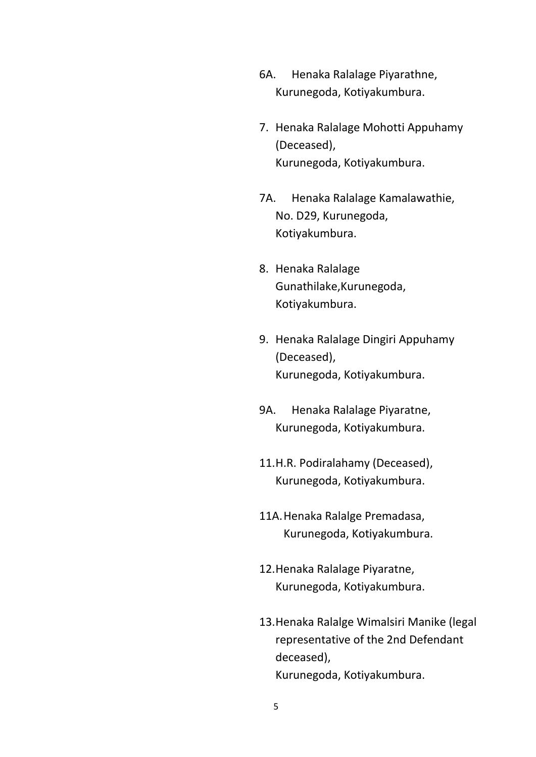6A. Henaka Ralalage Piyarathne,
Kurunegoda, Kotiyakumbura.

7. Henaka Ralalage Mohotti Appuhamy (Deceased),
Kurunegoda, Kotiyakumbura.

7A. Henaka Ralalage Kamalawathie,
No. D29, Kurunegoda,
Kotiyakumbura.

8. Henaka Ralalage Gunathilake,Kurunegoda,
Kotiyakumbura.

9. Henaka Ralalage Dingiri Appuhamy (Deceased),
Kurunegoda, Kotiyakumbura.

9A. Henaka Ralalage Piyaratne,
Kurunegoda, Kotiyakumbura.

11. H.R. Podiralahamy (Deceased),
Kurunegoda, Kotiyakumbura.

11A. Henaka Ralalge Premadasa,
Kurunegoda, Kotiyakumbura.

12. Henaka Ralalage Piyaratne,
Kurunegoda, Kotiyakumbura.

13. Henaka Ralalge Wimalsiri Manike (legal representative of the 2nd Defendant deceased),
Kurunegoda, Kotiyakumbura.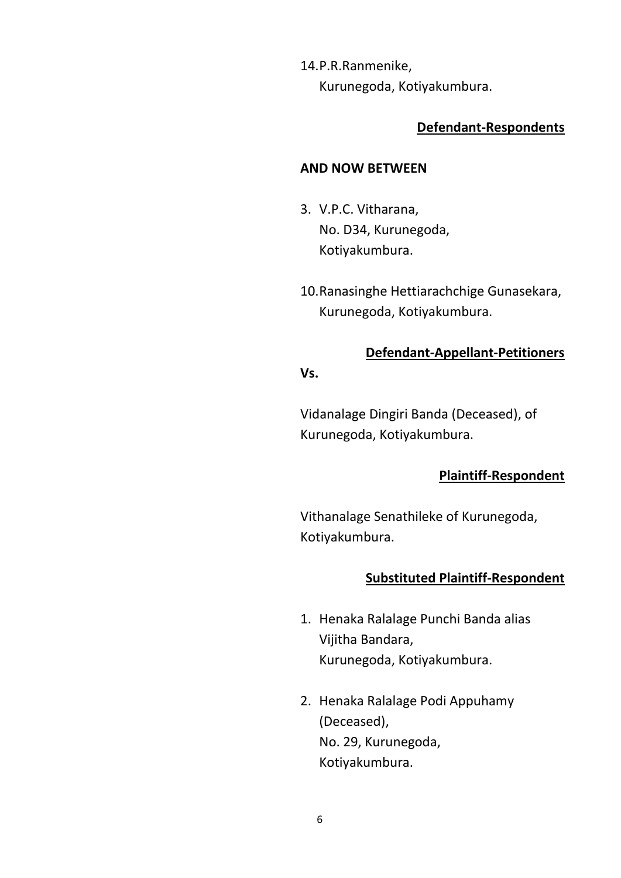14. P.R.Ranmenike,
    Kurunegoda, Kotiyakumbura.

**<u>Defendant-Respondents</u>**

**AND NOW BETWEEN**

3. V.P.C. Vitharana,
   No. D34, Kurunegoda,
   Kotiyakumbura.

10. Ranasinghe Hettiarachchige Gunasekara,
    Kurunegoda, Kotiyakumbura.

**<u>Defendant-Appellant-Petitioners</u>**

**Vs.**

Vidanalage Dingiri Banda (Deceased), of Kurunegoda, Kotiyakumbura.

**<u>Plaintiff-Respondent</u>**

Vithanalage Senathileke of Kurunegoda, Kotiyakumbura.

**<u>Substituted Plaintiff-Respondent</u>**

1. Henaka Ralalage Punchi Banda alias Vijitha Bandara,
   Kurunegoda, Kotiyakumbura.

2. Henaka Ralalage Podi Appuhamy (Deceased),
   No. 29, Kurunegoda,
   Kotiyakumbura.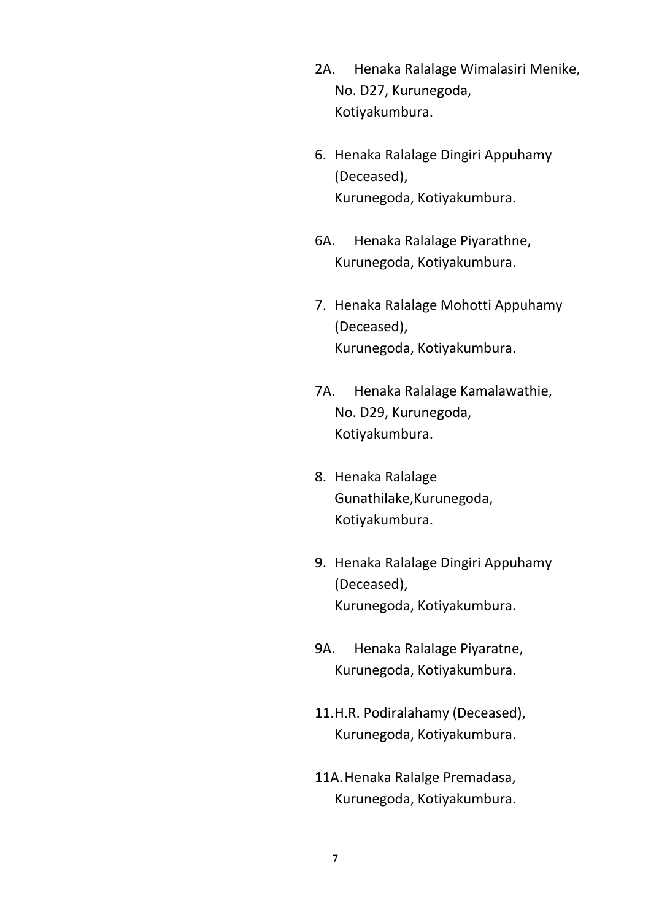2A. Henaka Ralalage Wimalasiri Menike,
No. D27, Kurunegoda,
Kotiyakumbura.

6. Henaka Ralalage Dingiri Appuhamy
(Deceased),
Kurunegoda, Kotiyakumbura.

6A. Henaka Ralalage Piyarathne,
Kurunegoda, Kotiyakumbura.

7. Henaka Ralalage Mohotti Appuhamy
(Deceased),
Kurunegoda, Kotiyakumbura.

7A. Henaka Ralalage Kamalawathie,
No. D29, Kurunegoda,
Kotiyakumbura.

8. Henaka Ralalage
Gunathilake,Kurunegoda,
Kotiyakumbura.

9. Henaka Ralalage Dingiri Appuhamy
(Deceased),
Kurunegoda, Kotiyakumbura.

9A. Henaka Ralalage Piyaratne,
Kurunegoda, Kotiyakumbura.

11. H.R. Podiralahamy (Deceased),
Kurunegoda, Kotiyakumbura.

11A. Henaka Ralalge Premadasa,
Kurunegoda, Kotiyakumbura.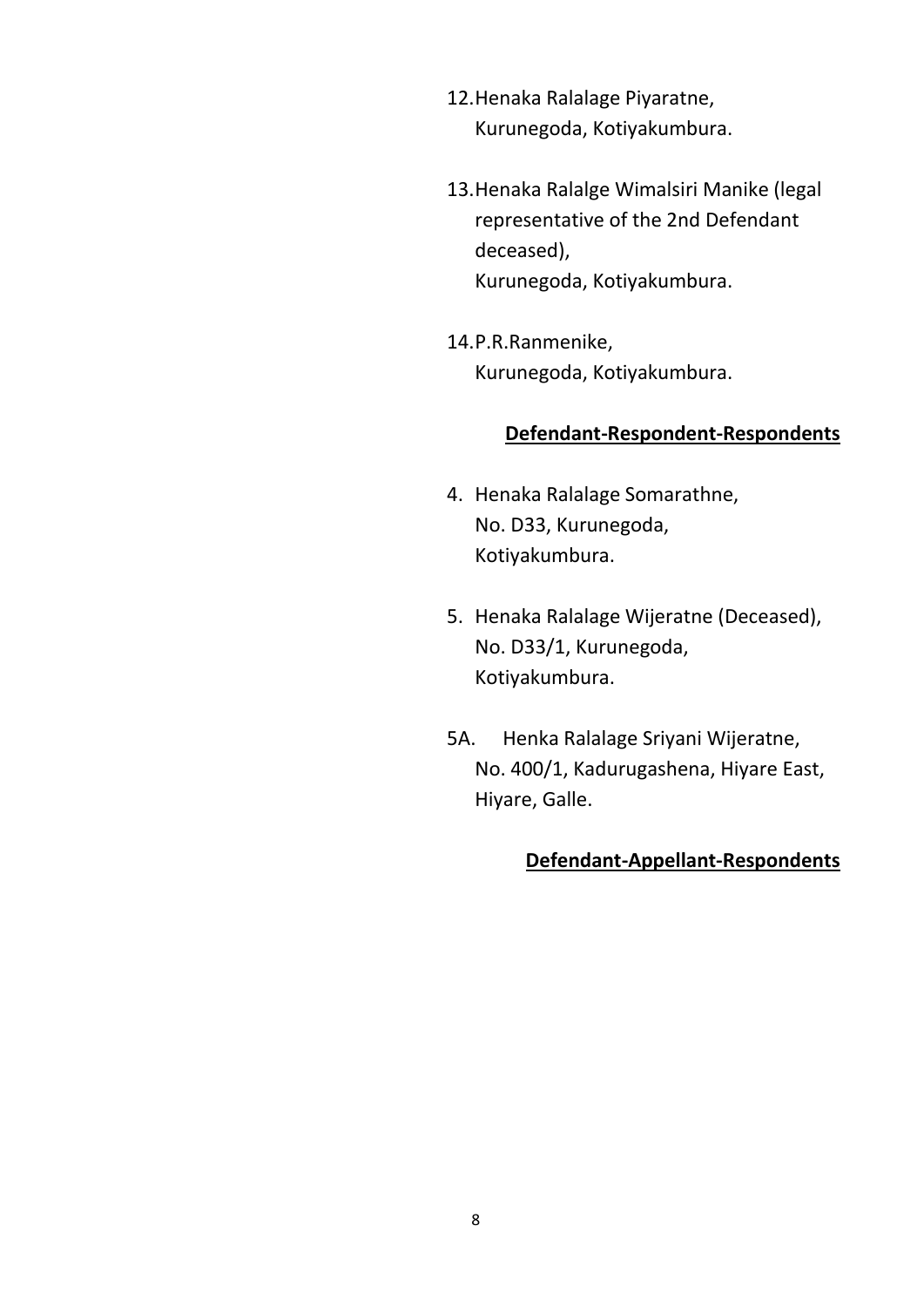12. Henaka Ralalage Piyaratne,
    Kurunegoda, Kotiyakumbura.

13. Henaka Ralalge Wimalsiri Manike (legal representative of the 2nd Defendant deceased),
    Kurunegoda, Kotiyakumbura.

14. P.R.Ranmenike,
    Kurunegoda, Kotiyakumbura.

**Defendant-Respondent-Respondents**

4. Henaka Ralalage Somarathne,
   No. D33, Kurunegoda,
   Kotiyakumbura.

5. Henaka Ralalage Wijeratne (Deceased),
   No. D33/1, Kurunegoda,
   Kotiyakumbura.

5A. Henka Ralalage Sriyani Wijeratne,
    No. 400/1, Kadurugashena, Hiyare East,
    Hiyare, Galle.

**Defendant-Appellant-Respondents**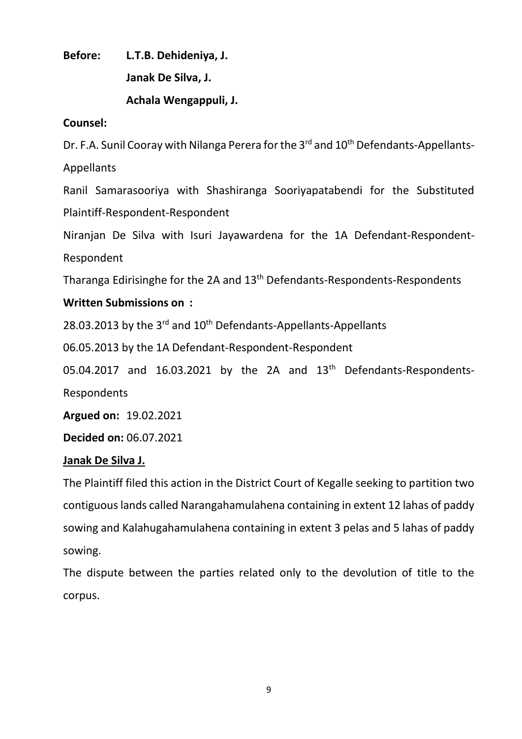**Before:** **L.T.B. Dehideniya, J.**

**Janak De Silva, J.**

**Achala Wengappuli, J.**

**Counsel:**

Dr. F.A. Sunil Cooray with Nilanga Perera for the 3rd and 10th Defendants-Appellants-Appellants

Ranil Samarasooriya with Shashiranga Sooriyapatabendi for the Substituted Plaintiff-Respondent-Respondent

Niranjan De Silva with Isuri Jayawardena for the 1A Defendant-Respondent-Respondent

Tharanga Edirisinghe for the 2A and 13th Defendants-Respondents-Respondents

**Written Submissions on :**

28.03.2013 by the 3rd and 10th Defendants-Appellants-Appellants

06.05.2013 by the 1A Defendant-Respondent-Respondent

05.04.2017 and 16.03.2021 by the 2A and 13th Defendants-Respondents-Respondents

**Argued on:** 19.02.2021

**Decided on:** 06.07.2021

**Janak De Silva J.**

The Plaintiff filed this action in the District Court of Kegalle seeking to partition two contiguous lands called Narangahamulahena containing in extent 12 lahas of paddy sowing and Kalahugahamulahena containing in extent 3 pelas and 5 lahas of paddy sowing.

The dispute between the parties related only to the devolution of title to the corpus.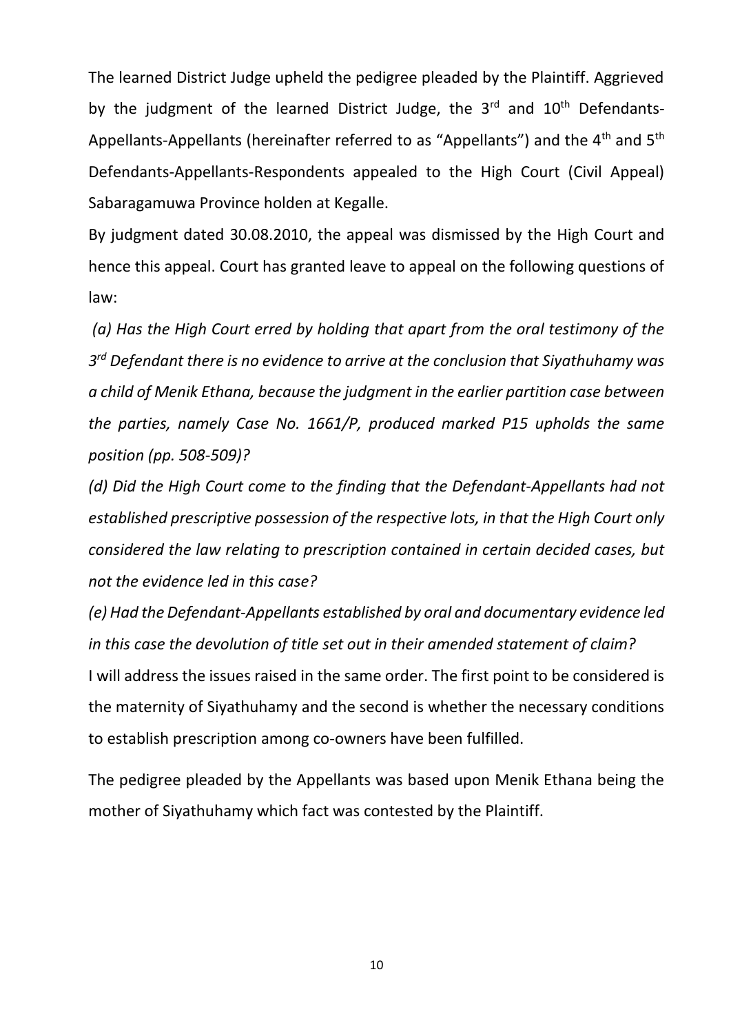The learned District Judge upheld the pedigree pleaded by the Plaintiff. Aggrieved by the judgment of the learned District Judge, the 3rd and 10th Defendants-Appellants-Appellants (hereinafter referred to as "Appellants") and the 4th and 5th Defendants-Appellants-Respondents appealed to the High Court (Civil Appeal) Sabaragamuwa Province holden at Kegalle.

By judgment dated 30.08.2010, the appeal was dismissed by the High Court and hence this appeal. Court has granted leave to appeal on the following questions of law:

*(a) Has the High Court erred by holding that apart from the oral testimony of the 3rd Defendant there is no evidence to arrive at the conclusion that Siyathuhamy was a child of Menik Ethana, because the judgment in the earlier partition case between the parties, namely Case No. 1661/P, produced marked P15 upholds the same position (pp. 508-509)?*

*(d) Did the High Court come to the finding that the Defendant-Appellants had not established prescriptive possession of the respective lots, in that the High Court only considered the law relating to prescription contained in certain decided cases, but not the evidence led in this case?*

*(e) Had the Defendant-Appellants established by oral and documentary evidence led in this case the devolution of title set out in their amended statement of claim?*

I will address the issues raised in the same order. The first point to be considered is the maternity of Siyathuhamy and the second is whether the necessary conditions to establish prescription among co-owners have been fulfilled.

The pedigree pleaded by the Appellants was based upon Menik Ethana being the mother of Siyathuhamy which fact was contested by the Plaintiff.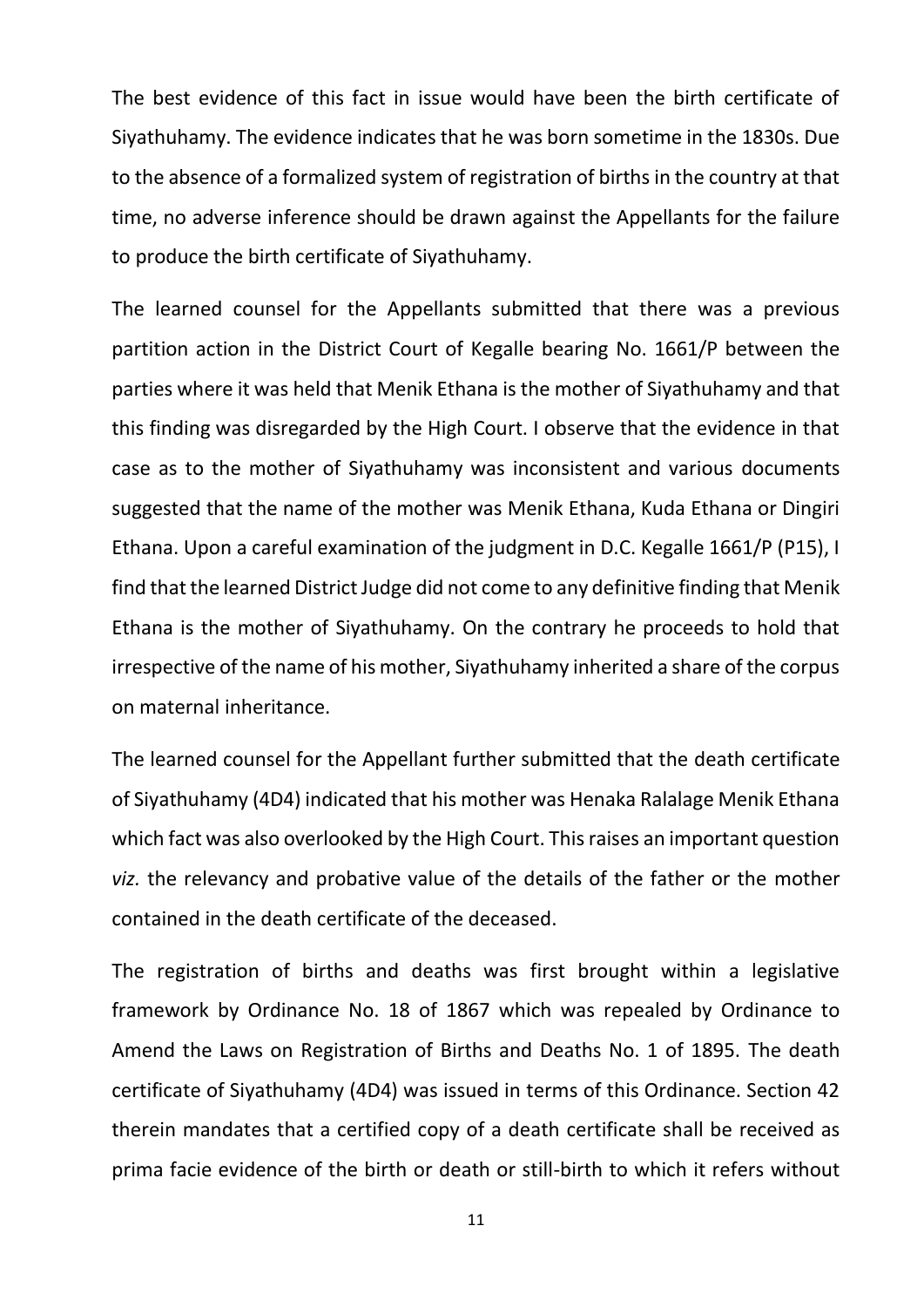The best evidence of this fact in issue would have been the birth certificate of Siyathuhamy. The evidence indicates that he was born sometime in the 1830s. Due to the absence of a formalized system of registration of births in the country at that time, no adverse inference should be drawn against the Appellants for the failure to produce the birth certificate of Siyathuhamy.

The learned counsel for the Appellants submitted that there was a previous partition action in the District Court of Kegalle bearing No. 1661/P between the parties where it was held that Menik Ethana is the mother of Siyathuhamy and that this finding was disregarded by the High Court. I observe that the evidence in that case as to the mother of Siyathuhamy was inconsistent and various documents suggested that the name of the mother was Menik Ethana, Kuda Ethana or Dingiri Ethana. Upon a careful examination of the judgment in D.C. Kegalle 1661/P (P15), I find that the learned District Judge did not come to any definitive finding that Menik Ethana is the mother of Siyathuhamy. On the contrary he proceeds to hold that irrespective of the name of his mother, Siyathuhamy inherited a share of the corpus on maternal inheritance.

The learned counsel for the Appellant further submitted that the death certificate of Siyathuhamy (4D4) indicated that his mother was Henaka Ralalage Menik Ethana which fact was also overlooked by the High Court. This raises an important question *viz.* the relevancy and probative value of the details of the father or the mother contained in the death certificate of the deceased.

The registration of births and deaths was first brought within a legislative framework by Ordinance No. 18 of 1867 which was repealed by Ordinance to Amend the Laws on Registration of Births and Deaths No. 1 of 1895. The death certificate of Siyathuhamy (4D4) was issued in terms of this Ordinance. Section 42 therein mandates that a certified copy of a death certificate shall be received as prima facie evidence of the birth or death or still-birth to which it refers without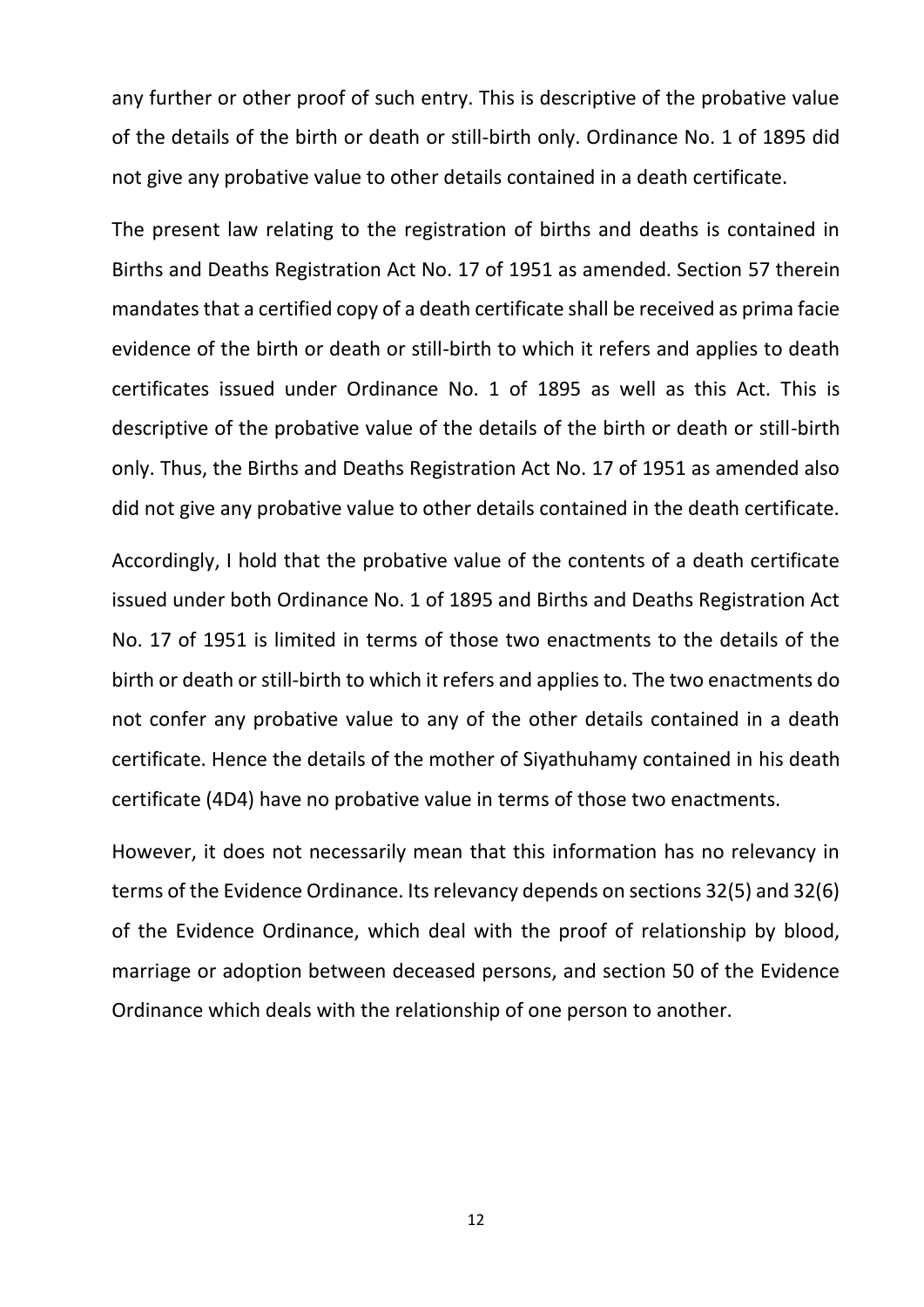any further or other proof of such entry. This is descriptive of the probative value of the details of the birth or death or still-birth only. Ordinance No. 1 of 1895 did not give any probative value to other details contained in a death certificate.

The present law relating to the registration of births and deaths is contained in Births and Deaths Registration Act No. 17 of 1951 as amended. Section 57 therein mandates that a certified copy of a death certificate shall be received as prima facie evidence of the birth or death or still-birth to which it refers and applies to death certificates issued under Ordinance No. 1 of 1895 as well as this Act. This is descriptive of the probative value of the details of the birth or death or still-birth only. Thus, the Births and Deaths Registration Act No. 17 of 1951 as amended also did not give any probative value to other details contained in the death certificate.

Accordingly, I hold that the probative value of the contents of a death certificate issued under both Ordinance No. 1 of 1895 and Births and Deaths Registration Act No. 17 of 1951 is limited in terms of those two enactments to the details of the birth or death or still-birth to which it refers and applies to. The two enactments do not confer any probative value to any of the other details contained in a death certificate. Hence the details of the mother of Siyathuhamy contained in his death certificate (4D4) have no probative value in terms of those two enactments.

However, it does not necessarily mean that this information has no relevancy in terms of the Evidence Ordinance. Its relevancy depends on sections 32(5) and 32(6) of the Evidence Ordinance, which deal with the proof of relationship by blood, marriage or adoption between deceased persons, and section 50 of the Evidence Ordinance which deals with the relationship of one person to another.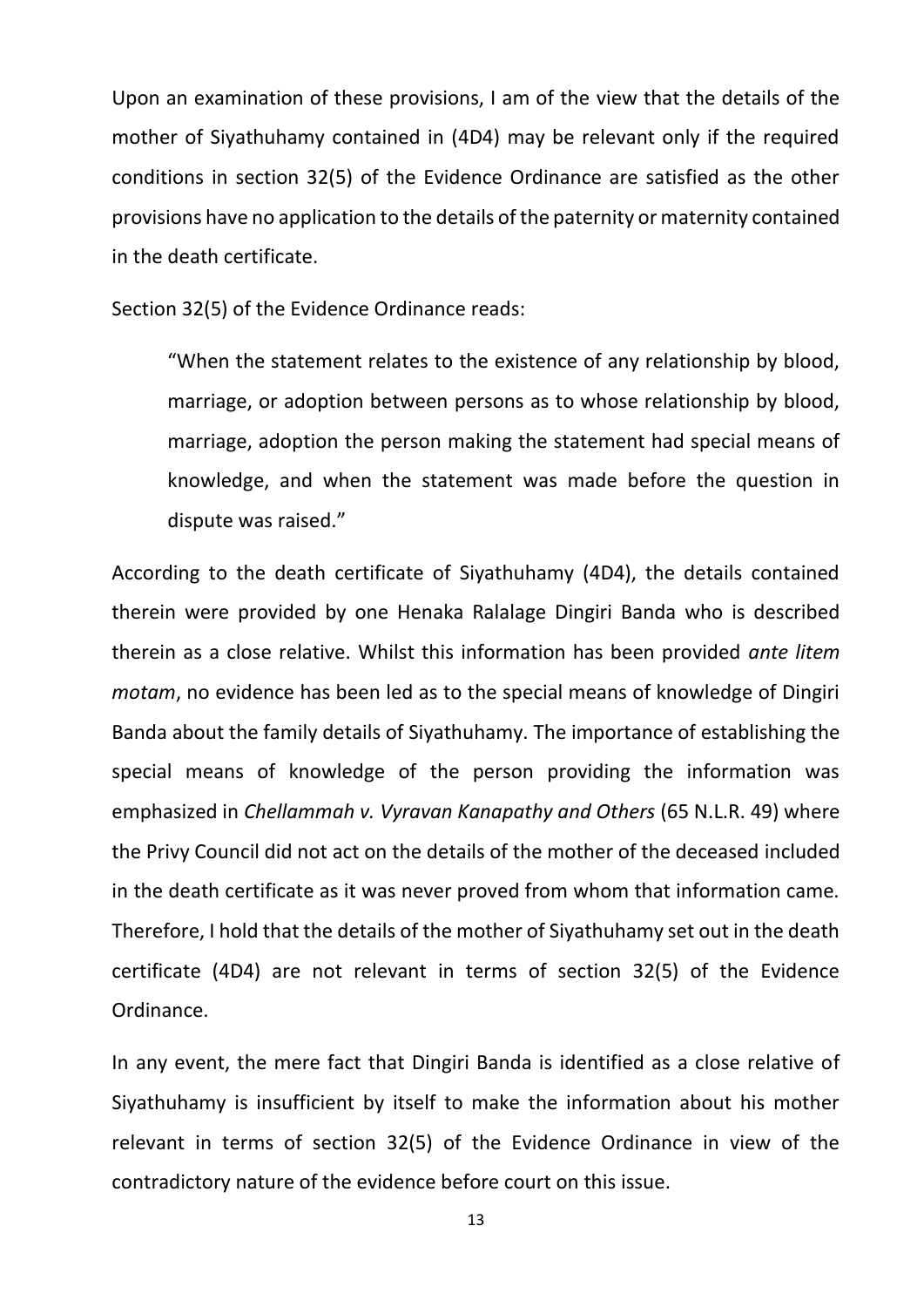Upon an examination of these provisions, I am of the view that the details of the mother of Siyathuhamy contained in (4D4) may be relevant only if the required conditions in section 32(5) of the Evidence Ordinance are satisfied as the other provisions have no application to the details of the paternity or maternity contained in the death certificate.

Section 32(5) of the Evidence Ordinance reads:

> "When the statement relates to the existence of any relationship by blood, marriage, or adoption between persons as to whose relationship by blood, marriage, adoption the person making the statement had special means of knowledge, and when the statement was made before the question in dispute was raised."

According to the death certificate of Siyathuhamy (4D4), the details contained therein were provided by one Henaka Ralalage Dingiri Banda who is described therein as a close relative. Whilst this information has been provided *ante litem motam*, no evidence has been led as to the special means of knowledge of Dingiri Banda about the family details of Siyathuhamy. The importance of establishing the special means of knowledge of the person providing the information was emphasized in *Chellammah v. Vyravan Kanapathy and Others* (65 N.L.R. 49) where the Privy Council did not act on the details of the mother of the deceased included in the death certificate as it was never proved from whom that information came. Therefore, I hold that the details of the mother of Siyathuhamy set out in the death certificate (4D4) are not relevant in terms of section 32(5) of the Evidence Ordinance.

In any event, the mere fact that Dingiri Banda is identified as a close relative of Siyathuhamy is insufficient by itself to make the information about his mother relevant in terms of section 32(5) of the Evidence Ordinance in view of the contradictory nature of the evidence before court on this issue.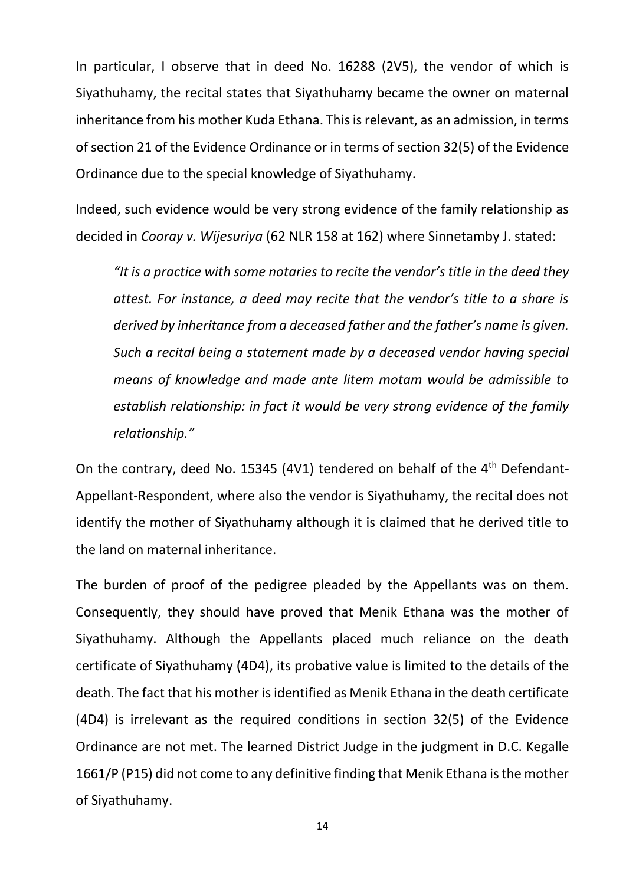In particular, I observe that in deed No. 16288 (2V5), the vendor of which is Siyathuhamy, the recital states that Siyathuhamy became the owner on maternal inheritance from his mother Kuda Ethana. This is relevant, as an admission, in terms of section 21 of the Evidence Ordinance or in terms of section 32(5) of the Evidence Ordinance due to the special knowledge of Siyathuhamy.

Indeed, such evidence would be very strong evidence of the family relationship as decided in *Cooray v. Wijesuriya* (62 NLR 158 at 162) where Sinnetamby J. stated:

> *"It is a practice with some notaries to recite the vendor's title in the deed they attest. For instance, a deed may recite that the vendor's title to a share is derived by inheritance from a deceased father and the father's name is given. Such a recital being a statement made by a deceased vendor having special means of knowledge and made ante litem motam would be admissible to establish relationship: in fact it would be very strong evidence of the family relationship."*

On the contrary, deed No. 15345 (4V1) tendered on behalf of the 4th Defendant-Appellant-Respondent, where also the vendor is Siyathuhamy, the recital does not identify the mother of Siyathuhamy although it is claimed that he derived title to the land on maternal inheritance.

The burden of proof of the pedigree pleaded by the Appellants was on them. Consequently, they should have proved that Menik Ethana was the mother of Siyathuhamy. Although the Appellants placed much reliance on the death certificate of Siyathuhamy (4D4), its probative value is limited to the details of the death. The fact that his mother is identified as Menik Ethana in the death certificate (4D4) is irrelevant as the required conditions in section 32(5) of the Evidence Ordinance are not met. The learned District Judge in the judgment in D.C. Kegalle 1661/P (P15) did not come to any definitive finding that Menik Ethana is the mother of Siyathuhamy.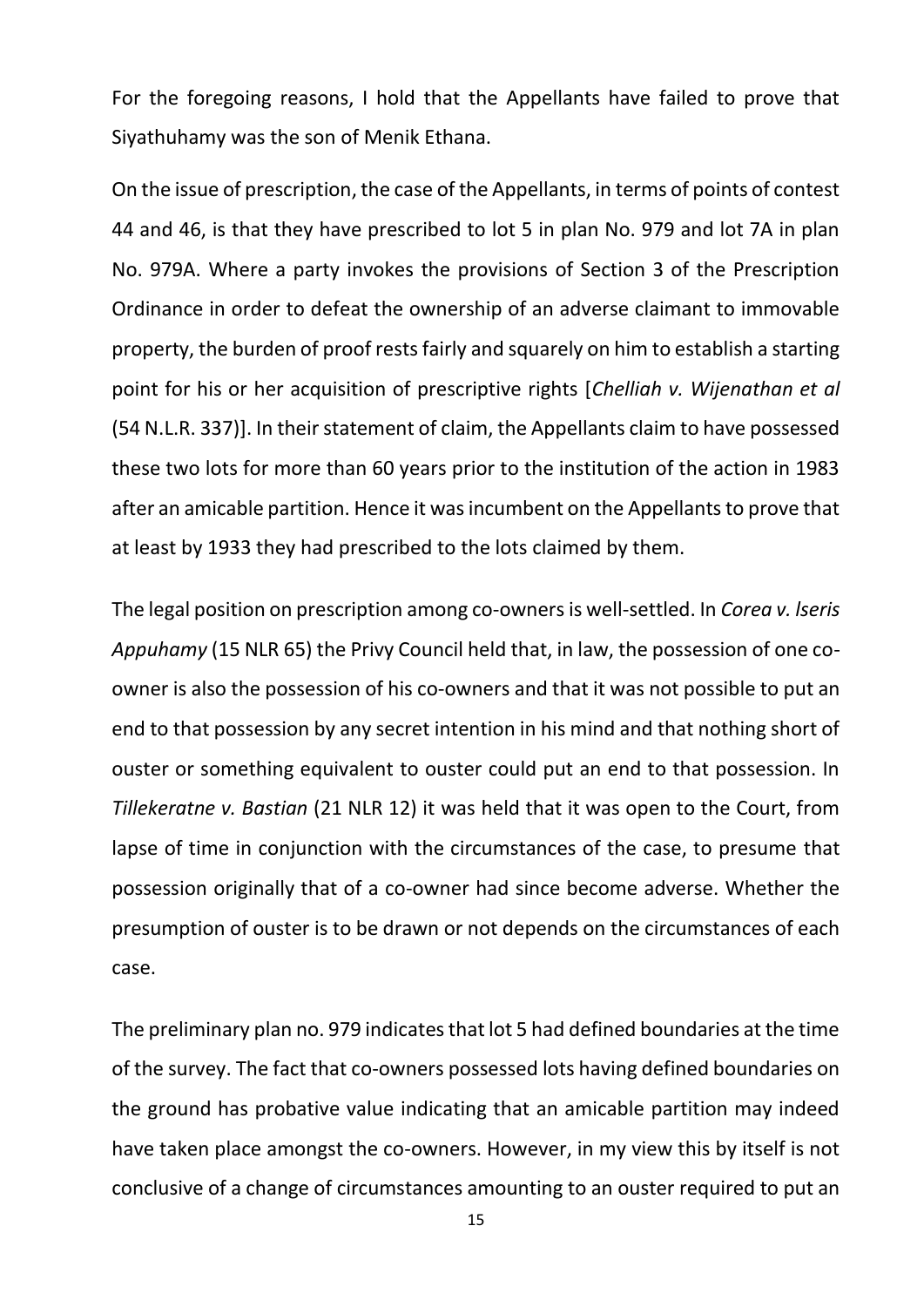For the foregoing reasons, I hold that the Appellants have failed to prove that Siyathuhamy was the son of Menik Ethana.

On the issue of prescription, the case of the Appellants, in terms of points of contest 44 and 46, is that they have prescribed to lot 5 in plan No. 979 and lot 7A in plan No. 979A. Where a party invokes the provisions of Section 3 of the Prescription Ordinance in order to defeat the ownership of an adverse claimant to immovable property, the burden of proof rests fairly and squarely on him to establish a starting point for his or her acquisition of prescriptive rights [*Chelliah v. Wijenathan et al* (54 N.L.R. 337)]. In their statement of claim, the Appellants claim to have possessed these two lots for more than 60 years prior to the institution of the action in 1983 after an amicable partition. Hence it was incumbent on the Appellants to prove that at least by 1933 they had prescribed to the lots claimed by them.

The legal position on prescription among co-owners is well-settled. In *Corea v. lseris Appuhamy* (15 NLR 65) the Privy Council held that, in law, the possession of one co-owner is also the possession of his co-owners and that it was not possible to put an end to that possession by any secret intention in his mind and that nothing short of ouster or something equivalent to ouster could put an end to that possession. In *Tillekeratne v. Bastian* (21 NLR 12) it was held that it was open to the Court, from lapse of time in conjunction with the circumstances of the case, to presume that possession originally that of a co-owner had since become adverse. Whether the presumption of ouster is to be drawn or not depends on the circumstances of each case.

The preliminary plan no. 979 indicates that lot 5 had defined boundaries at the time of the survey. The fact that co-owners possessed lots having defined boundaries on the ground has probative value indicating that an amicable partition may indeed have taken place amongst the co-owners. However, in my view this by itself is not conclusive of a change of circumstances amounting to an ouster required to put an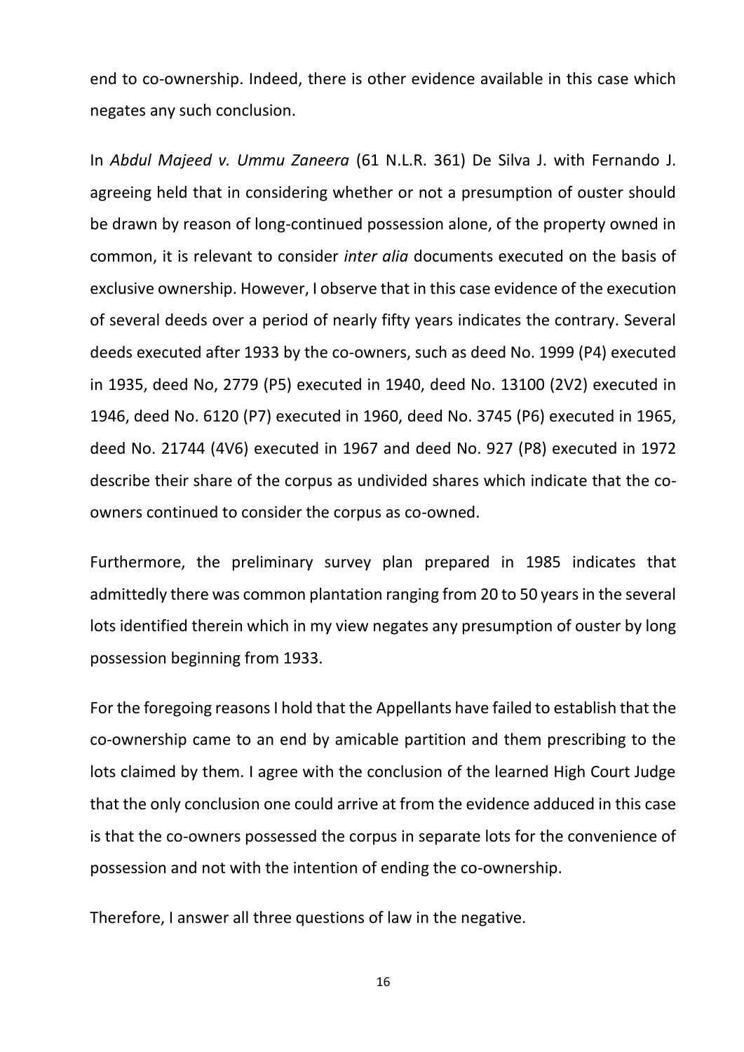end to co-ownership. Indeed, there is other evidence available in this case which negates any such conclusion.

In *Abdul Majeed v. Ummu Zaneera* (61 N.L.R. 361) De Silva J. with Fernando J. agreeing held that in considering whether or not a presumption of ouster should be drawn by reason of long-continued possession alone, of the property owned in common, it is relevant to consider *inter alia* documents executed on the basis of exclusive ownership. However, I observe that in this case evidence of the execution of several deeds over a period of nearly fifty years indicates the contrary. Several deeds executed after 1933 by the co-owners, such as deed No. 1999 (P4) executed in 1935, deed No, 2779 (P5) executed in 1940, deed No. 13100 (2V2) executed in 1946, deed No. 6120 (P7) executed in 1960, deed No. 3745 (P6) executed in 1965, deed No. 21744 (4V6) executed in 1967 and deed No. 927 (P8) executed in 1972 describe their share of the corpus as undivided shares which indicate that the co-owners continued to consider the corpus as co-owned.

Furthermore, the preliminary survey plan prepared in 1985 indicates that admittedly there was common plantation ranging from 20 to 50 years in the several lots identified therein which in my view negates any presumption of ouster by long possession beginning from 1933.

For the foregoing reasons I hold that the Appellants have failed to establish that the co-ownership came to an end by amicable partition and them prescribing to the lots claimed by them. I agree with the conclusion of the learned High Court Judge that the only conclusion one could arrive at from the evidence adduced in this case is that the co-owners possessed the corpus in separate lots for the convenience of possession and not with the intention of ending the co-ownership.

Therefore, I answer all three questions of law in the negative.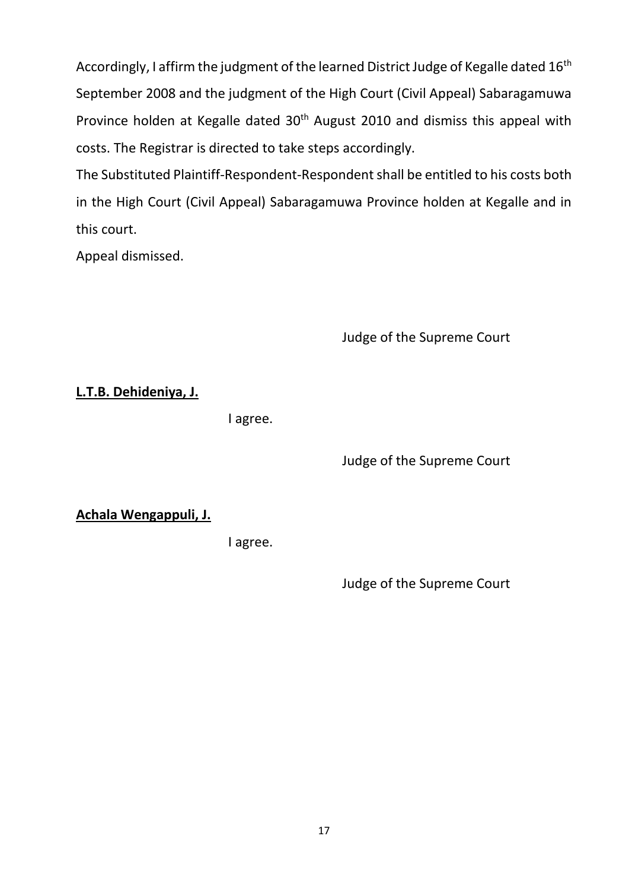Accordingly, I affirm the judgment of the learned District Judge of Kegalle dated 16th September 2008 and the judgment of the High Court (Civil Appeal) Sabaragamuwa Province holden at Kegalle dated 30th August 2010 and dismiss this appeal with costs. The Registrar is directed to take steps accordingly.

The Substituted Plaintiff-Respondent-Respondent shall be entitled to his costs both in the High Court (Civil Appeal) Sabaragamuwa Province holden at Kegalle and in this court.

Appeal dismissed.

Judge of the Supreme Court

**L.T.B. Dehideniya, J.**

I agree.

Judge of the Supreme Court

**Achala Wengappuli, J.**

I agree.

Judge of the Supreme Court